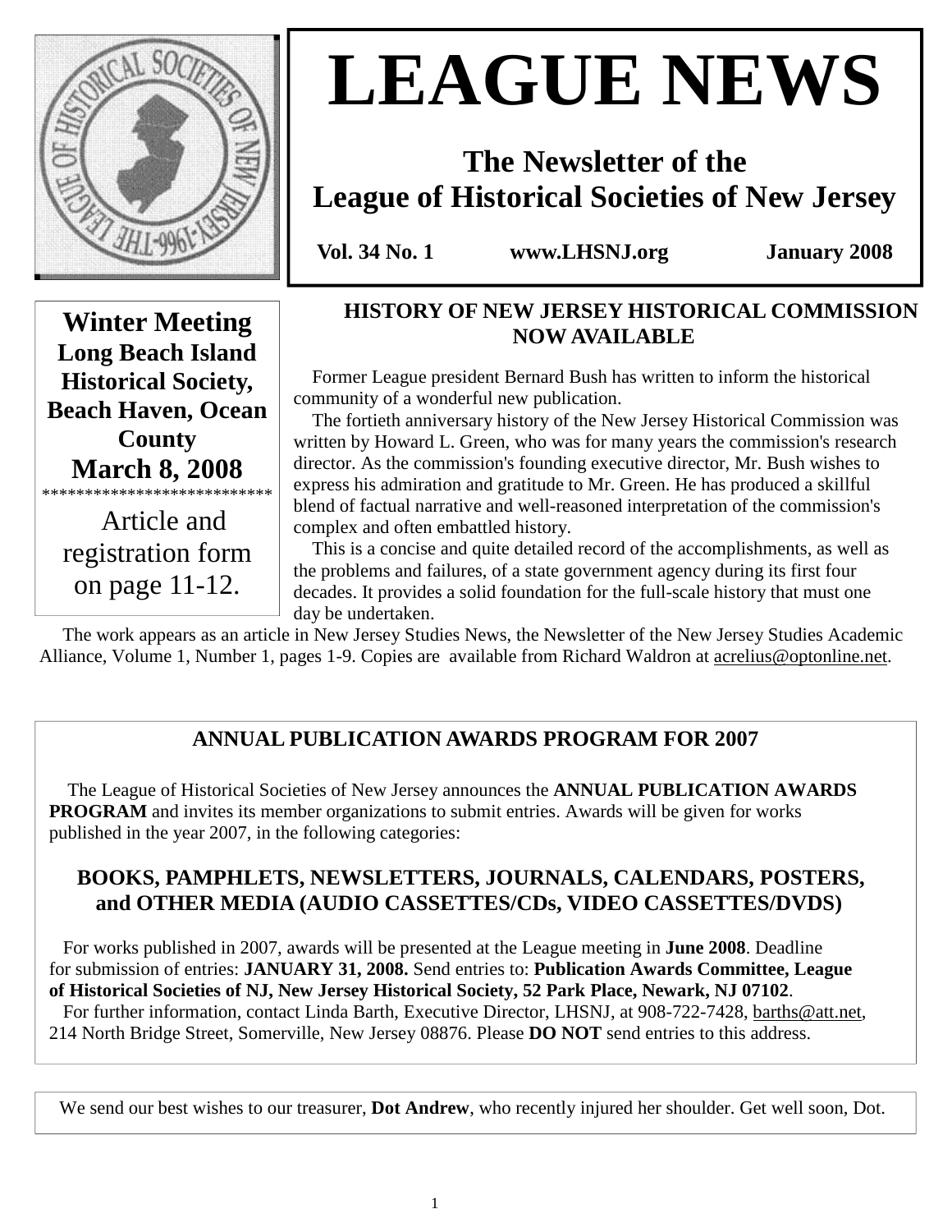# LEAGUE NEWS

## The Newsletter of the League of Historical Societies of New Jersey

**Vol. 34 No. 1** **www.LHSNJ.org** **January 2008**

**Winter Meeting**
**Long Beach Island Historical Society, Beach Haven, Ocean County**
**March 8, 2008**

***************************

Article and registration form on page 11-12.

### HISTORY OF NEW JERSEY HISTORICAL COMMISSION NOW AVAILABLE

Former League president Bernard Bush has written to inform the historical community of a wonderful new publication.

The fortieth anniversary history of the New Jersey Historical Commission was written by Howard L. Green, who was for many years the commission's research director. As the commission's founding executive director, Mr. Bush wishes to express his admiration and gratitude to Mr. Green. He has produced a skillful blend of factual narrative and well-reasoned interpretation of the commission's complex and often embattled history.

This is a concise and quite detailed record of the accomplishments, as well as the problems and failures, of a state government agency during its first four decades. It provides a solid foundation for the full-scale history that must one day be undertaken.

The work appears as an article in New Jersey Studies News, the Newsletter of the New Jersey Studies Academic Alliance, Volume 1, Number 1, pages 1-9. Copies are available from Richard Waldron at acrelius@optonline.net.

### ANNUAL PUBLICATION AWARDS PROGRAM FOR 2007

The League of Historical Societies of New Jersey announces the **ANNUAL PUBLICATION AWARDS PROGRAM** and invites its member organizations to submit entries. Awards will be given for works published in the year 2007, in the following categories:

**BOOKS, PAMPHLETS, NEWSLETTERS, JOURNALS, CALENDARS, POSTERS, and OTHER MEDIA (AUDIO CASSETTES/CDs, VIDEO CASSETTES/DVDS)**

For works published in 2007, awards will be presented at the League meeting in **June 2008**. Deadline for submission of entries: **JANUARY 31, 2008.** Send entries to: **Publication Awards Committee, League of Historical Societies of NJ, New Jersey Historical Society, 52 Park Place, Newark, NJ 07102**.

For further information, contact Linda Barth, Executive Director, LHSNJ, at 908-722-7428, barths@att.net, 214 North Bridge Street, Somerville, New Jersey 08876. Please **DO NOT** send entries to this address.

We send our best wishes to our treasurer, **Dot Andrew**, who recently injured her shoulder. Get well soon, Dot.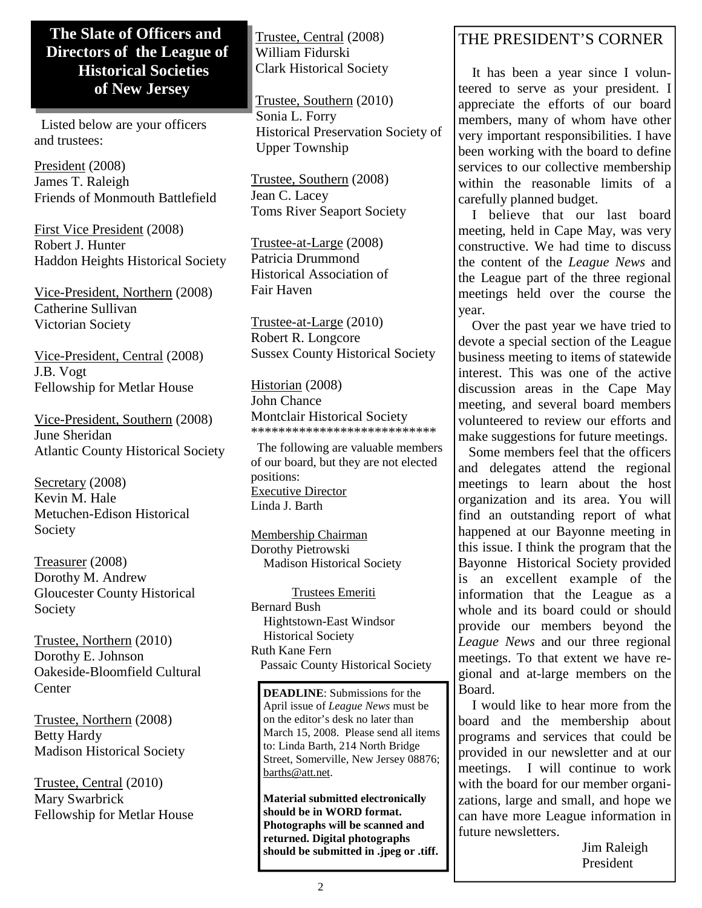## The Slate of Officers and Directors of the League of Historical Societies of New Jersey

Listed below are your officers and trustees:

President (2008)
James T. Raleigh
Friends of Monmouth Battlefield

First Vice President (2008)
Robert J. Hunter
Haddon Heights Historical Society

Vice-President, Northern (2008)
Catherine Sullivan
Victorian Society

Vice-President, Central (2008)
J.B. Vogt
Fellowship for Metlar House

Vice-President, Southern (2008)
June Sheridan
Atlantic County Historical Society

Secretary (2008)
Kevin M. Hale
Metuchen-Edison Historical Society

Treasurer (2008)
Dorothy M. Andrew
Gloucester County Historical Society

Trustee, Northern (2010)
Dorothy E. Johnson
Oakeside-Bloomfield Cultural Center

Trustee, Northern (2008)
Betty Hardy
Madison Historical Society

Trustee, Central (2010)
Mary Swarbrick
Fellowship for Metlar House

Trustee, Central (2008)
William Fidurski
Clark Historical Society

Trustee, Southern (2010)
Sonia L. Forry
Historical Preservation Society of Upper Township

Trustee, Southern (2008)
Jean C. Lacey
Toms River Seaport Society

Trustee-at-Large (2008)
Patricia Drummond
Historical Association of Fair Haven

Trustee-at-Large (2010)
Robert R. Longcore
Sussex County Historical Society

Historian (2008)
John Chance
Montclair Historical Society

***************************

The following are valuable members of our board, but they are not elected positions:

Executive Director
Linda J. Barth

Membership Chairman
Dorothy Pietrowski
Madison Historical Society

Trustees Emeriti

Bernard Bush
Hightstown-East Windsor Historical Society

Ruth Kane Fern
Passaic County Historical Society

**DEADLINE**: Submissions for the April issue of *League News* must be on the editor's desk no later than March 15, 2008. Please send all items to: Linda Barth, 214 North Bridge Street, Somerville, New Jersey 08876; barths@att.net.

**Material submitted electronically should be in WORD format. Photographs will be scanned and returned. Digital photographs should be submitted in .jpeg or .tiff.**

## THE PRESIDENT'S CORNER

It has been a year since I volunteered to serve as your president. I appreciate the efforts of our board members, many of whom have other very important responsibilities. I have been working with the board to define services to our collective membership within the reasonable limits of a carefully planned budget.

I believe that our last board meeting, held in Cape May, was very constructive. We had time to discuss the content of the *League News* and the League part of the three regional meetings held over the course the year.

Over the past year we have tried to devote a special section of the League business meeting to items of statewide interest. This was one of the active discussion areas in the Cape May meeting, and several board members volunteered to review our efforts and make suggestions for future meetings.

Some members feel that the officers and delegates attend the regional meetings to learn about the host organization and its area. You will find an outstanding report of what happened at our Bayonne meeting in this issue. I think the program that the Bayonne Historical Society provided is an excellent example of the information that the League as a whole and its board could or should provide our members beyond the *League News* and our three regional meetings. To that extent we have regional and at-large members on the Board.

I would like to hear more from the board and the membership about programs and services that could be provided in our newsletter and at our meetings. I will continue to work with the board for our member organizations, large and small, and hope we can have more League information in future newsletters.

Jim Raleigh
President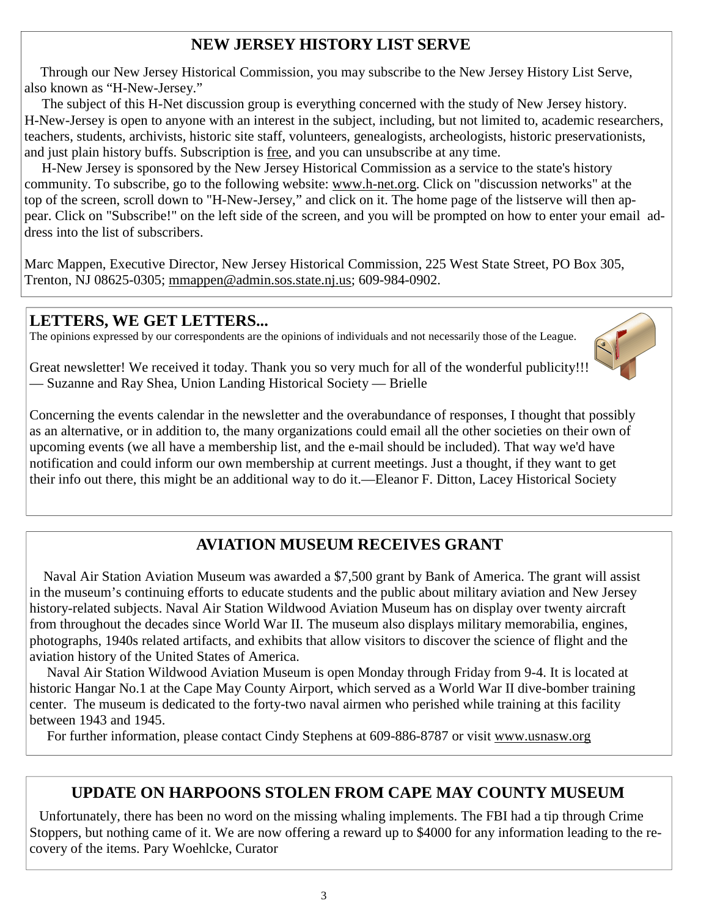## NEW JERSEY HISTORY LIST SERVE

Through our New Jersey Historical Commission, you may subscribe to the New Jersey History List Serve, also known as "H-New-Jersey."

The subject of this H-Net discussion group is everything concerned with the study of New Jersey history. H-New-Jersey is open to anyone with an interest in the subject, including, but not limited to, academic researchers, teachers, students, archivists, historic site staff, volunteers, genealogists, archeologists, historic preservationists, and just plain history buffs. Subscription is free, and you can unsubscribe at any time.

H-New Jersey is sponsored by the New Jersey Historical Commission as a service to the state's history community. To subscribe, go to the following website: www.h-net.org. Click on "discussion networks" at the top of the screen, scroll down to "H-New-Jersey," and click on it. The home page of the listserve will then appear. Click on "Subscribe!" on the left side of the screen, and you will be prompted on how to enter your email address into the list of subscribers.

Marc Mappen, Executive Director, New Jersey Historical Commission, 225 West State Street, PO Box 305, Trenton, NJ 08625-0305; mmappen@admin.sos.state.nj.us; 609-984-0902.

## LETTERS, WE GET LETTERS...

The opinions expressed by our correspondents are the opinions of individuals and not necessarily those of the League.

Great newsletter! We received it today. Thank you so very much for all of the wonderful publicity!!! — Suzanne and Ray Shea, Union Landing Historical Society — Brielle

Concerning the events calendar in the newsletter and the overabundance of responses, I thought that possibly as an alternative, or in addition to, the many organizations could email all the other societies on their own of upcoming events (we all have a membership list, and the e-mail should be included). That way we'd have notification and could inform our own membership at current meetings. Just a thought, if they want to get their info out there, this might be an additional way to do it.—Eleanor F. Ditton, Lacey Historical Society

## AVIATION MUSEUM RECEIVES GRANT

Naval Air Station Aviation Museum was awarded a $7,500 grant by Bank of America. The grant will assist in the museum's continuing efforts to educate students and the public about military aviation and New Jersey history-related subjects. Naval Air Station Wildwood Aviation Museum has on display over twenty aircraft from throughout the decades since World War II. The museum also displays military memorabilia, engines, photographs, 1940s related artifacts, and exhibits that allow visitors to discover the science of flight and the aviation history of the United States of America.

Naval Air Station Wildwood Aviation Museum is open Monday through Friday from 9-4. It is located at historic Hangar No.1 at the Cape May County Airport, which served as a World War II dive-bomber training center. The museum is dedicated to the forty-two naval airmen who perished while training at this facility between 1943 and 1945.

For further information, please contact Cindy Stephens at 609-886-8787 or visit www.usnasw.org

## UPDATE ON HARPOONS STOLEN FROM CAPE MAY COUNTY MUSEUM

Unfortunately, there has been no word on the missing whaling implements. The FBI had a tip through Crime Stoppers, but nothing came of it. We are now offering a reward up to $4000 for any information leading to the recovery of the items. Pary Woehlcke, Curator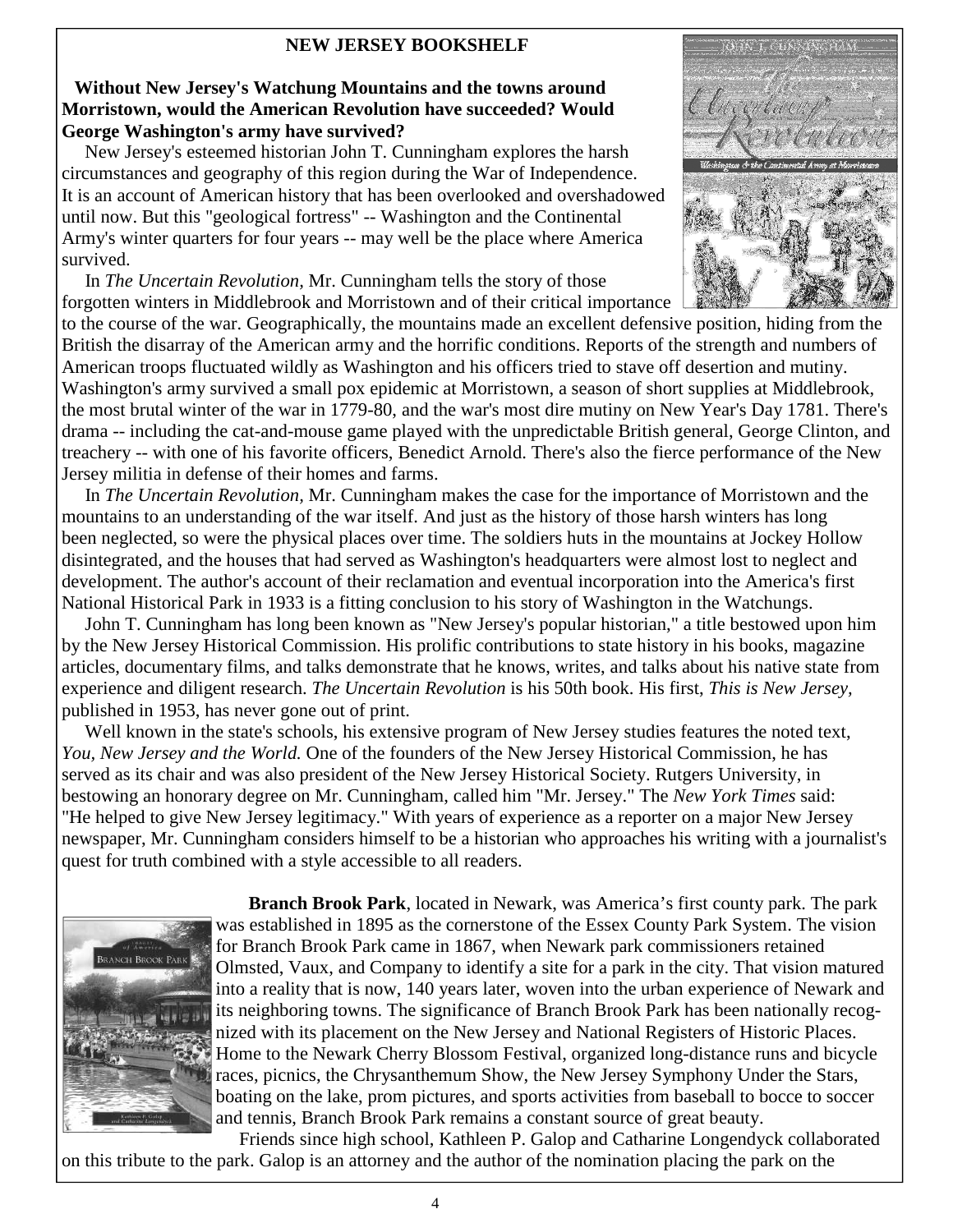## NEW JERSEY BOOKSHELF

**Without New Jersey's Watchung Mountains and the towns around Morristown, would the American Revolution have succeeded? Would George Washington's army have survived?**

New Jersey's esteemed historian John T. Cunningham explores the harsh circumstances and geography of this region during the War of Independence. It is an account of American history that has been overlooked and overshadowed until now. But this "geological fortress" -- Washington and the Continental Army's winter quarters for four years -- may well be the place where America survived.

In *The Uncertain Revolution,* Mr. Cunningham tells the story of those forgotten winters in Middlebrook and Morristown and of their critical importance to the course of the war. Geographically, the mountains made an excellent defensive position, hiding from the British the disarray of the American army and the horrific conditions. Reports of the strength and numbers of American troops fluctuated wildly as Washington and his officers tried to stave off desertion and mutiny. Washington's army survived a small pox epidemic at Morristown, a season of short supplies at Middlebrook, the most brutal winter of the war in 1779-80, and the war's most dire mutiny on New Year's Day 1781. There's drama -- including the cat-and-mouse game played with the unpredictable British general, George Clinton, and treachery -- with one of his favorite officers, Benedict Arnold. There's also the fierce performance of the New Jersey militia in defense of their homes and farms.

In *The Uncertain Revolution,* Mr. Cunningham makes the case for the importance of Morristown and the mountains to an understanding of the war itself. And just as the history of those harsh winters has long been neglected, so were the physical places over time. The soldiers huts in the mountains at Jockey Hollow disintegrated, and the houses that had served as Washington's headquarters were almost lost to neglect and development. The author's account of their reclamation and eventual incorporation into the America's first National Historical Park in 1933 is a fitting conclusion to his story of Washington in the Watchungs.

John T. Cunningham has long been known as "New Jersey's popular historian," a title bestowed upon him by the New Jersey Historical Commission. His prolific contributions to state history in his books, magazine articles, documentary films, and talks demonstrate that he knows, writes, and talks about his native state from experience and diligent research. *The Uncertain Revolution* is his 50th book. His first, *This is New Jersey,* published in 1953, has never gone out of print.

Well known in the state's schools, his extensive program of New Jersey studies features the noted text, *You, New Jersey and the World.* One of the founders of the New Jersey Historical Commission, he has served as its chair and was also president of the New Jersey Historical Society. Rutgers University, in bestowing an honorary degree on Mr. Cunningham, called him "Mr. Jersey." The *New York Times* said: "He helped to give New Jersey legitimacy." With years of experience as a reporter on a major New Jersey newspaper, Mr. Cunningham considers himself to be a historian who approaches his writing with a journalist's quest for truth combined with a style accessible to all readers.

**Branch Brook Park**, located in Newark, was America's first county park. The park was established in 1895 as the cornerstone of the Essex County Park System. The vision for Branch Brook Park came in 1867, when Newark park commissioners retained Olmsted, Vaux, and Company to identify a site for a park in the city. That vision matured into a reality that is now, 140 years later, woven into the urban experience of Newark and its neighboring towns. The significance of Branch Brook Park has been nationally recognized with its placement on the New Jersey and National Registers of Historic Places. Home to the Newark Cherry Blossom Festival, organized long-distance runs and bicycle races, picnics, the Chrysanthemum Show, the New Jersey Symphony Under the Stars, boating on the lake, prom pictures, and sports activities from baseball to bocce to soccer and tennis, Branch Brook Park remains a constant source of great beauty.

Friends since high school, Kathleen P. Galop and Catharine Longendyck collaborated on this tribute to the park. Galop is an attorney and the author of the nomination placing the park on the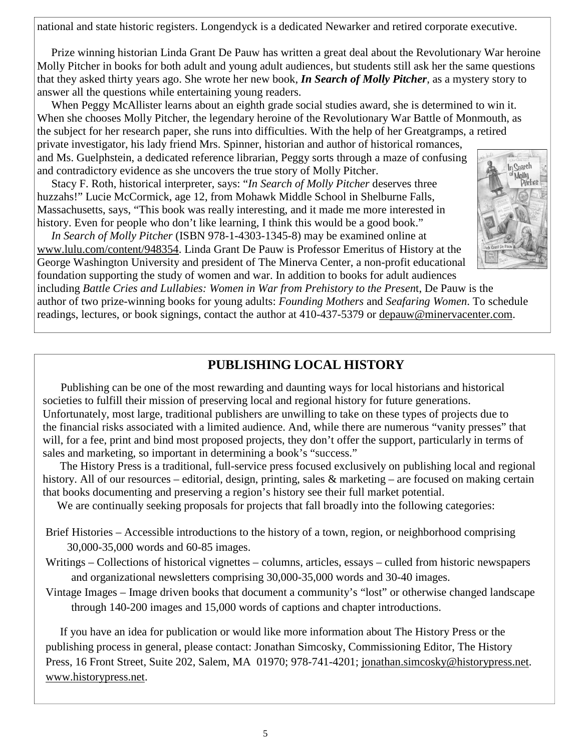national and state historic registers. Longendyck is a dedicated Newarker and retired corporate executive.

Prize winning historian Linda Grant De Pauw has written a great deal about the Revolutionary War heroine Molly Pitcher in books for both adult and young adult audiences, but students still ask her the same questions that they asked thirty years ago. She wrote her new book, ***In Search of Molly Pitcher***, as a mystery story to answer all the questions while entertaining young readers.

When Peggy McAllister learns about an eighth grade social studies award, she is determined to win it. When she chooses Molly Pitcher, the legendary heroine of the Revolutionary War Battle of Monmouth, as the subject for her research paper, she runs into difficulties. With the help of her Greatgramps, a retired private investigator, his lady friend Mrs. Spinner, historian and author of historical romances, and Ms. Guelphstein, a dedicated reference librarian, Peggy sorts through a maze of confusing and contradictory evidence as she uncovers the true story of Molly Pitcher.

Stacy F. Roth, historical interpreter, says: "*In Search of Molly Pitcher* deserves three huzzahs!" Lucie McCormick, age 12, from Mohawk Middle School in Shelburne Falls, Massachusetts, says, "This book was really interesting, and it made me more interested in history. Even for people who don't like learning, I think this would be a good book."

*In Search of Molly Pitcher* (ISBN 978-1-4303-1345-8) may be examined online at www.lulu.com/content/948354. Linda Grant De Pauw is Professor Emeritus of History at the George Washington University and president of The Minerva Center, a non-profit educational foundation supporting the study of women and war. In addition to books for adult audiences including *Battle Cries and Lullabies: Women in War from Prehistory to the Present*, De Pauw is the author of two prize-winning books for young adults: *Founding Mothers* and *Seafaring Women*. To schedule readings, lectures, or book signings, contact the author at 410-437-5379 or depauw@minervacenter.com.

## PUBLISHING LOCAL HISTORY

Publishing can be one of the most rewarding and daunting ways for local historians and historical societies to fulfill their mission of preserving local and regional history for future generations. Unfortunately, most large, traditional publishers are unwilling to take on these types of projects due to the financial risks associated with a limited audience. And, while there are numerous "vanity presses" that will, for a fee, print and bind most proposed projects, they don't offer the support, particularly in terms of sales and marketing, so important in determining a book's "success."

The History Press is a traditional, full-service press focused exclusively on publishing local and regional history. All of our resources – editorial, design, printing, sales & marketing – are focused on making certain that books documenting and preserving a region's history see their full market potential.

We are continually seeking proposals for projects that fall broadly into the following categories:

Brief Histories – Accessible introductions to the history of a town, region, or neighborhood comprising 30,000-35,000 words and 60-85 images.

Writings – Collections of historical vignettes – columns, articles, essays – culled from historic newspapers and organizational newsletters comprising 30,000-35,000 words and 30-40 images.

Vintage Images – Image driven books that document a community's "lost" or otherwise changed landscape through 140-200 images and 15,000 words of captions and chapter introductions.

If you have an idea for publication or would like more information about The History Press or the publishing process in general, please contact: Jonathan Simcosky, Commissioning Editor, The History Press, 16 Front Street, Suite 202, Salem, MA 01970; 978-741-4201; jonathan.simcosky@historypress.net. www.historypress.net.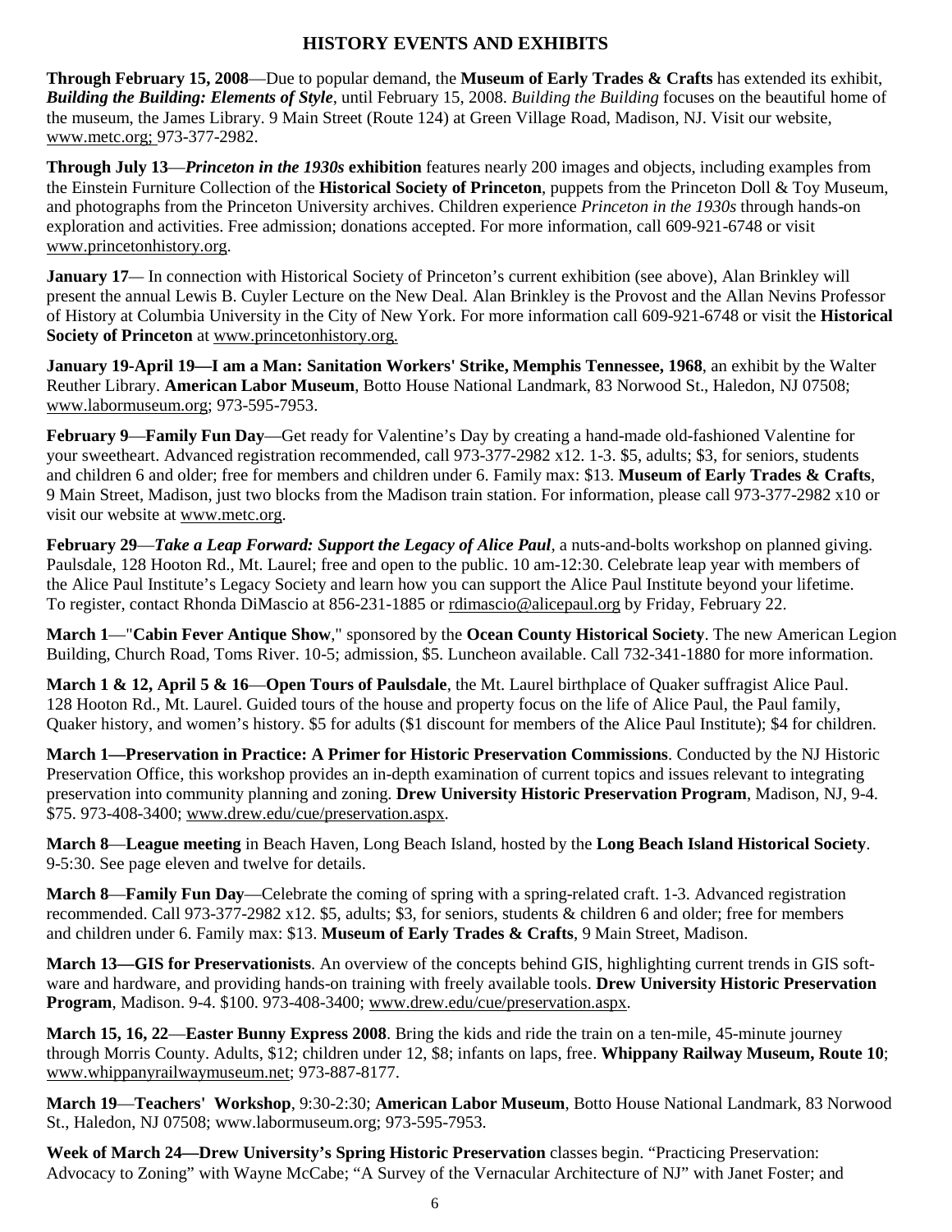## HISTORY EVENTS AND EXHIBITS

**Through February 15, 2008**—Due to popular demand, the **Museum of Early Trades & Crafts** has extended its exhibit, ***Building the Building: Elements of Style***, until February 15, 2008. *Building the Building* focuses on the beautiful home of the museum, the James Library. 9 Main Street (Route 124) at Green Village Road, Madison, NJ. Visit our website, www.metc.org; 973-377-2982.

**Through July 13**—***Princeton in the 1930s* exhibition** features nearly 200 images and objects, including examples from the Einstein Furniture Collection of the **Historical Society of Princeton**, puppets from the Princeton Doll & Toy Museum, and photographs from the Princeton University archives. Children experience *Princeton in the 1930s* through hands-on exploration and activities. Free admission; donations accepted. For more information, call 609-921-6748 or visit www.princetonhistory.org.

**January 17**— In connection with Historical Society of Princeton's current exhibition (see above), Alan Brinkley will present the annual Lewis B. Cuyler Lecture on the New Deal. Alan Brinkley is the Provost and the Allan Nevins Professor of History at Columbia University in the City of New York. For more information call 609-921-6748 or visit the **Historical Society of Princeton** at www.princetonhistory.org.

**January 19-April 19—I am a Man: Sanitation Workers' Strike, Memphis Tennessee, 1968**, an exhibit by the Walter Reuther Library. **American Labor Museum**, Botto House National Landmark, 83 Norwood St., Haledon, NJ 07508; www.labormuseum.org; 973-595-7953.

**February 9**—**Family Fun Day**—Get ready for Valentine's Day by creating a hand-made old-fashioned Valentine for your sweetheart. Advanced registration recommended, call 973-377-2982 x12. 1-3. $5, adults; $3, for seniors, students and children 6 and older; free for members and children under 6. Family max: $13. **Museum of Early Trades & Crafts**, 9 Main Street, Madison, just two blocks from the Madison train station. For information, please call 973-377-2982 x10 or visit our website at www.metc.org.

**February 29**—***Take a Leap Forward: Support the Legacy of Alice Paul***, a nuts-and-bolts workshop on planned giving. Paulsdale, 128 Hooton Rd., Mt. Laurel; free and open to the public. 10 am-12:30. Celebrate leap year with members of the Alice Paul Institute's Legacy Society and learn how you can support the Alice Paul Institute beyond your lifetime. To register, contact Rhonda DiMascio at 856-231-1885 or rdimascio@alicepaul.org by Friday, February 22.

**March 1**—"**Cabin Fever Antique Show**," sponsored by the **Ocean County Historical Society**. The new American Legion Building, Church Road, Toms River. 10-5; admission, $5. Luncheon available. Call 732-341-1880 for more information.

**March 1 & 12, April 5 & 16**—**Open Tours of Paulsdale**, the Mt. Laurel birthplace of Quaker suffragist Alice Paul. 128 Hooton Rd., Mt. Laurel. Guided tours of the house and property focus on the life of Alice Paul, the Paul family, Quaker history, and women's history. $5 for adults ($1 discount for members of the Alice Paul Institute); $4 for children.

**March 1—Preservation in Practice: A Primer for Historic Preservation Commissions**. Conducted by the NJ Historic Preservation Office, this workshop provides an in-depth examination of current topics and issues relevant to integrating preservation into community planning and zoning. **Drew University Historic Preservation Program**, Madison, NJ, 9-4. $75. 973-408-3400; www.drew.edu/cue/preservation.aspx.

**March 8**—**League meeting** in Beach Haven, Long Beach Island, hosted by the **Long Beach Island Historical Society**. 9-5:30. See page eleven and twelve for details.

**March 8**—**Family Fun Day**—Celebrate the coming of spring with a spring-related craft. 1-3. Advanced registration recommended. Call 973-377-2982 x12. $5, adults; $3, for seniors, students & children 6 and older; free for members and children under 6. Family max: $13. **Museum of Early Trades & Crafts**, 9 Main Street, Madison.

**March 13—GIS for Preservationists**. An overview of the concepts behind GIS, highlighting current trends in GIS software and hardware, and providing hands-on training with freely available tools. **Drew University Historic Preservation Program**, Madison. 9-4. $100. 973-408-3400; www.drew.edu/cue/preservation.aspx.

**March 15, 16, 22**—**Easter Bunny Express 2008**. Bring the kids and ride the train on a ten-mile, 45-minute journey through Morris County. Adults, $12; children under 12, $8; infants on laps, free. **Whippany Railway Museum, Route 10**; www.whippanyrailwaymuseum.net; 973-887-8177.

**March 19**—**Teachers' Workshop**, 9:30-2:30; **American Labor Museum**, Botto House National Landmark, 83 Norwood St., Haledon, NJ 07508; www.labormuseum.org; 973-595-7953.

**Week of March 24—Drew University's Spring Historic Preservation** classes begin. "Practicing Preservation: Advocacy to Zoning" with Wayne McCabe; "A Survey of the Vernacular Architecture of NJ" with Janet Foster; and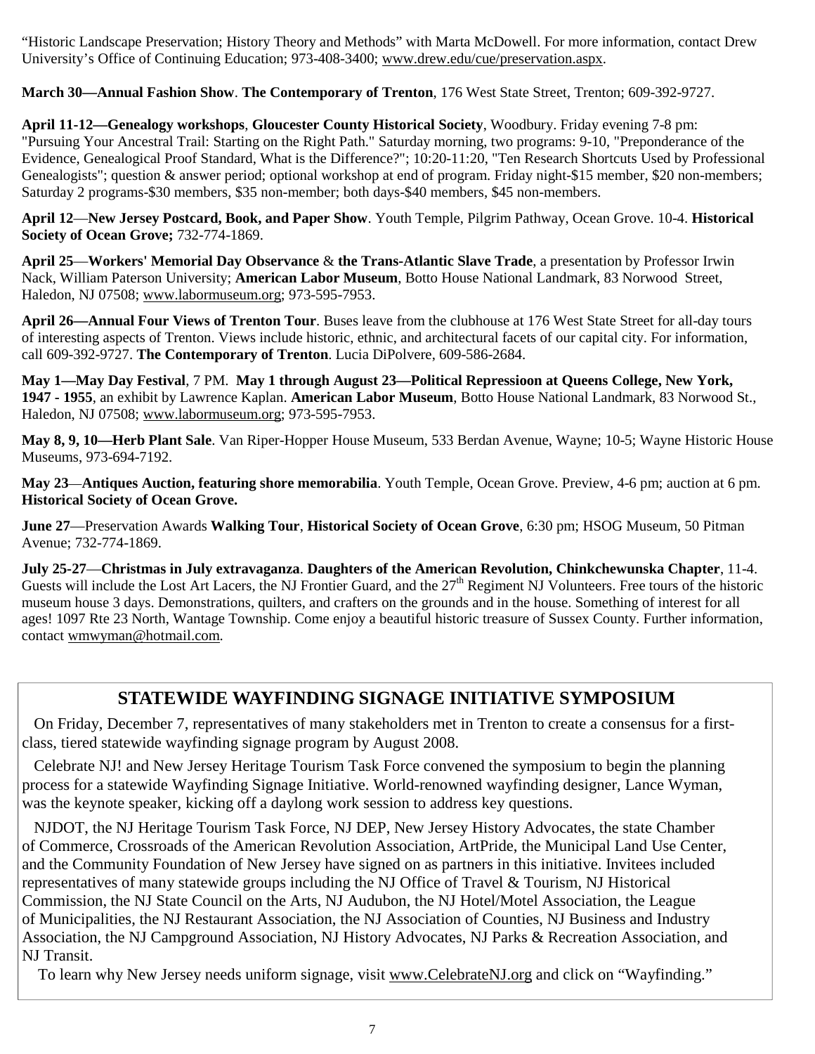"Historic Landscape Preservation; History Theory and Methods" with Marta McDowell. For more information, contact Drew University's Office of Continuing Education; 973-408-3400; www.drew.edu/cue/preservation.aspx.

**March 30—Annual Fashion Show**. **The Contemporary of Trenton**, 176 West State Street, Trenton; 609-392-9727.

**April 11-12—Genealogy workshops**, **Gloucester County Historical Society**, Woodbury. Friday evening 7-8 pm: "Pursuing Your Ancestral Trail: Starting on the Right Path." Saturday morning, two programs: 9-10, "Preponderance of the Evidence, Genealogical Proof Standard, What is the Difference?"; 10:20-11:20, "Ten Research Shortcuts Used by Professional Genealogists"; question & answer period; optional workshop at end of program. Friday night-$15 member, $20 non-members; Saturday 2 programs-$30 members, $35 non-member; both days-$40 members, $45 non-members.

**April 12**—**New Jersey Postcard, Book, and Paper Show**. Youth Temple, Pilgrim Pathway, Ocean Grove. 10-4. **Historical Society of Ocean Grove;** 732-774-1869.

**April 25**—**Workers' Memorial Day Observance** & **the Trans-Atlantic Slave Trade**, a presentation by Professor Irwin Nack, William Paterson University; **American Labor Museum**, Botto House National Landmark, 83 Norwood Street, Haledon, NJ 07508; www.labormuseum.org; 973-595-7953.

**April 26—Annual Four Views of Trenton Tour**. Buses leave from the clubhouse at 176 West State Street for all-day tours of interesting aspects of Trenton. Views include historic, ethnic, and architectural facets of our capital city. For information, call 609-392-9727. **The Contemporary of Trenton**. Lucia DiPolvere, 609-586-2684.

**May 1—May Day Festival**, 7 PM. **May 1 through August 23—Political Repressioon at Queens College, New York, 1947 - 1955**, an exhibit by Lawrence Kaplan. **American Labor Museum**, Botto House National Landmark, 83 Norwood St., Haledon, NJ 07508; www.labormuseum.org; 973-595-7953.

**May 8, 9, 10—Herb Plant Sale**. Van Riper-Hopper House Museum, 533 Berdan Avenue, Wayne; 10-5; Wayne Historic House Museums, 973-694-7192.

**May 23**—**Antiques Auction, featuring shore memorabilia**. Youth Temple, Ocean Grove. Preview, 4-6 pm; auction at 6 pm. **Historical Society of Ocean Grove.**

**June 27**—Preservation Awards **Walking Tour**, **Historical Society of Ocean Grove**, 6:30 pm; HSOG Museum, 50 Pitman Avenue; 732-774-1869.

**July 25-27**—**Christmas in July extravaganza**. **Daughters of the American Revolution, Chinkchewunska Chapter**, 11-4. Guests will include the Lost Art Lacers, the NJ Frontier Guard, and the 27th Regiment NJ Volunteers. Free tours of the historic museum house 3 days. Demonstrations, quilters, and crafters on the grounds and in the house. Something of interest for all ages! 1097 Rte 23 North, Wantage Township. Come enjoy a beautiful historic treasure of Sussex County. Further information, contact wmwyman@hotmail.com.

## STATEWIDE WAYFINDING SIGNAGE INITIATIVE SYMPOSIUM

On Friday, December 7, representatives of many stakeholders met in Trenton to create a consensus for a first-class, tiered statewide wayfinding signage program by August 2008.

Celebrate NJ! and New Jersey Heritage Tourism Task Force convened the symposium to begin the planning process for a statewide Wayfinding Signage Initiative. World-renowned wayfinding designer, Lance Wyman, was the keynote speaker, kicking off a daylong work session to address key questions.

NJDOT, the NJ Heritage Tourism Task Force, NJ DEP, New Jersey History Advocates, the state Chamber of Commerce, Crossroads of the American Revolution Association, ArtPride, the Municipal Land Use Center, and the Community Foundation of New Jersey have signed on as partners in this initiative. Invitees included representatives of many statewide groups including the NJ Office of Travel & Tourism, NJ Historical Commission, the NJ State Council on the Arts, NJ Audubon, the NJ Hotel/Motel Association, the League of Municipalities, the NJ Restaurant Association, the NJ Association of Counties, NJ Business and Industry Association, the NJ Campground Association, NJ History Advocates, NJ Parks & Recreation Association, and NJ Transit.

To learn why New Jersey needs uniform signage, visit www.CelebrateNJ.org and click on "Wayfinding."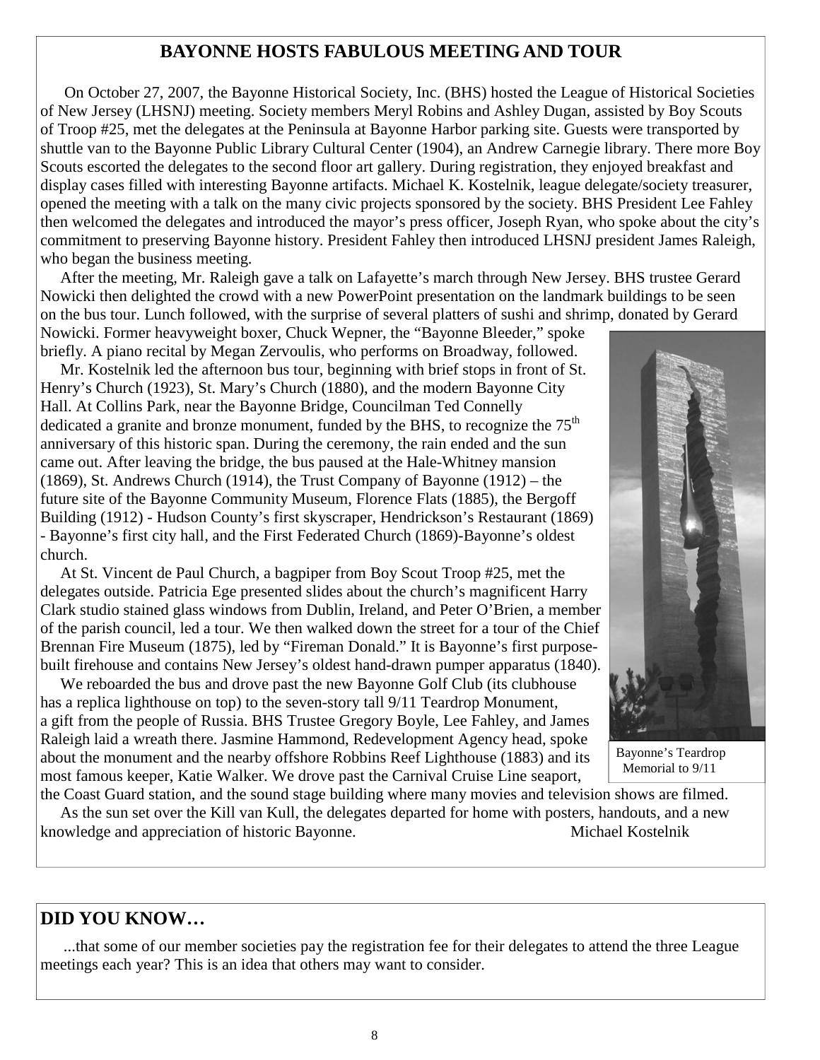## BAYONNE HOSTS FABULOUS MEETING AND TOUR

On October 27, 2007, the Bayonne Historical Society, Inc. (BHS) hosted the League of Historical Societies of New Jersey (LHSNJ) meeting. Society members Meryl Robins and Ashley Dugan, assisted by Boy Scouts of Troop #25, met the delegates at the Peninsula at Bayonne Harbor parking site. Guests were transported by shuttle van to the Bayonne Public Library Cultural Center (1904), an Andrew Carnegie library. There more Boy Scouts escorted the delegates to the second floor art gallery. During registration, they enjoyed breakfast and display cases filled with interesting Bayonne artifacts. Michael K. Kostelnik, league delegate/society treasurer, opened the meeting with a talk on the many civic projects sponsored by the society. BHS President Lee Fahley then welcomed the delegates and introduced the mayor's press officer, Joseph Ryan, who spoke about the city's commitment to preserving Bayonne history. President Fahley then introduced LHSNJ president James Raleigh, who began the business meeting.

After the meeting, Mr. Raleigh gave a talk on Lafayette's march through New Jersey. BHS trustee Gerard Nowicki then delighted the crowd with a new PowerPoint presentation on the landmark buildings to be seen on the bus tour. Lunch followed, with the surprise of several platters of sushi and shrimp, donated by Gerard Nowicki. Former heavyweight boxer, Chuck Wepner, the "Bayonne Bleeder," spoke briefly. A piano recital by Megan Zervoulis, who performs on Broadway, followed.

Mr. Kostelnik led the afternoon bus tour, beginning with brief stops in front of St. Henry's Church (1923), St. Mary's Church (1880), and the modern Bayonne City Hall. At Collins Park, near the Bayonne Bridge, Councilman Ted Connelly dedicated a granite and bronze monument, funded by the BHS, to recognize the 75th anniversary of this historic span. During the ceremony, the rain ended and the sun came out. After leaving the bridge, the bus paused at the Hale-Whitney mansion (1869), St. Andrews Church (1914), the Trust Company of Bayonne (1912) – the future site of the Bayonne Community Museum, Florence Flats (1885), the Bergoff Building (1912) - Hudson County's first skyscraper, Hendrickson's Restaurant (1869) - Bayonne's first city hall, and the First Federated Church (1869)-Bayonne's oldest church.

At St. Vincent de Paul Church, a bagpiper from Boy Scout Troop #25, met the delegates outside. Patricia Ege presented slides about the church's magnificent Harry Clark studio stained glass windows from Dublin, Ireland, and Peter O'Brien, a member of the parish council, led a tour. We then walked down the street for a tour of the Chief Brennan Fire Museum (1875), led by "Fireman Donald." It is Bayonne's first purpose-built firehouse and contains New Jersey's oldest hand-drawn pumper apparatus (1840).

We reboarded the bus and drove past the new Bayonne Golf Club (its clubhouse has a replica lighthouse on top) to the seven-story tall 9/11 Teardrop Monument, a gift from the people of Russia. BHS Trustee Gregory Boyle, Lee Fahley, and James Raleigh laid a wreath there. Jasmine Hammond, Redevelopment Agency head, spoke about the monument and the nearby offshore Robbins Reef Lighthouse (1883) and its most famous keeper, Katie Walker. We drove past the Carnival Cruise Line seaport, the Coast Guard station, and the sound stage building where many movies and television shows are filmed.

Bayonne's Teardrop Memorial to 9/11

As the sun set over the Kill van Kull, the delegates departed for home with posters, handouts, and a new knowledge and appreciation of historic Bayonne.

Michael Kostelnik

## DID YOU KNOW…

...that some of our member societies pay the registration fee for their delegates to attend the three League meetings each year? This is an idea that others may want to consider.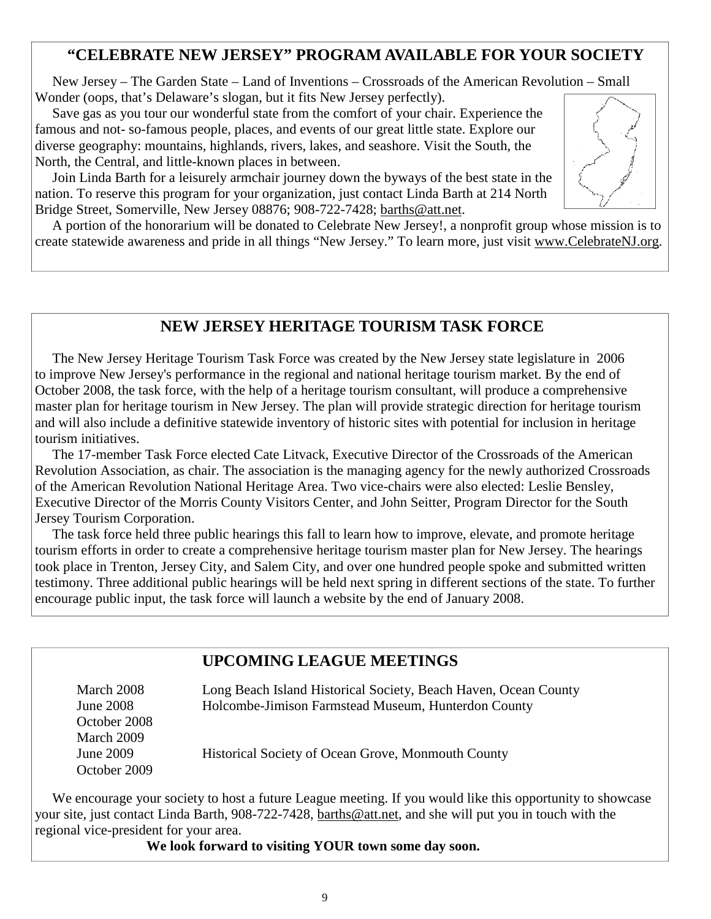## "CELEBRATE NEW JERSEY" PROGRAM AVAILABLE FOR YOUR SOCIETY

New Jersey – The Garden State – Land of Inventions – Crossroads of the American Revolution – Small Wonder (oops, that's Delaware's slogan, but it fits New Jersey perfectly).

Save gas as you tour our wonderful state from the comfort of your chair. Experience the famous and not- so-famous people, places, and events of our great little state. Explore our diverse geography: mountains, highlands, rivers, lakes, and seashore. Visit the South, the North, the Central, and little-known places in between.

Join Linda Barth for a leisurely armchair journey down the byways of the best state in the nation. To reserve this program for your organization, just contact Linda Barth at 214 North Bridge Street, Somerville, New Jersey 08876; 908-722-7428; barths@att.net.

A portion of the honorarium will be donated to Celebrate New Jersey!, a nonprofit group whose mission is to create statewide awareness and pride in all things "New Jersey." To learn more, just visit www.CelebrateNJ.org.

## NEW JERSEY HERITAGE TOURISM TASK FORCE

The New Jersey Heritage Tourism Task Force was created by the New Jersey state legislature in 2006 to improve New Jersey's performance in the regional and national heritage tourism market. By the end of October 2008, the task force, with the help of a heritage tourism consultant, will produce a comprehensive master plan for heritage tourism in New Jersey. The plan will provide strategic direction for heritage tourism and will also include a definitive statewide inventory of historic sites with potential for inclusion in heritage tourism initiatives.

The 17-member Task Force elected Cate Litvack, Executive Director of the Crossroads of the American Revolution Association, as chair. The association is the managing agency for the newly authorized Crossroads of the American Revolution National Heritage Area. Two vice-chairs were also elected: Leslie Bensley, Executive Director of the Morris County Visitors Center, and John Seitter, Program Director for the South Jersey Tourism Corporation.

The task force held three public hearings this fall to learn how to improve, elevate, and promote heritage tourism efforts in order to create a comprehensive heritage tourism master plan for New Jersey. The hearings took place in Trenton, Jersey City, and Salem City, and over one hundred people spoke and submitted written testimony. Three additional public hearings will be held next spring in different sections of the state. To further encourage public input, the task force will launch a website by the end of January 2008.

## UPCOMING LEAGUE MEETINGS

| | |
|---|---|
| March 2008 | Long Beach Island Historical Society, Beach Haven, Ocean County |
| June 2008 | Holcombe-Jimison Farmstead Museum, Hunterdon County |
| October 2008 | |
| March 2009 | |
| June 2009 | Historical Society of Ocean Grove, Monmouth County |
| October 2009 | |

We encourage your society to host a future League meeting. If you would like this opportunity to showcase your site, just contact Linda Barth, 908-722-7428, barths@att.net, and she will put you in touch with the regional vice-president for your area.

**We look forward to visiting YOUR town some day soon.**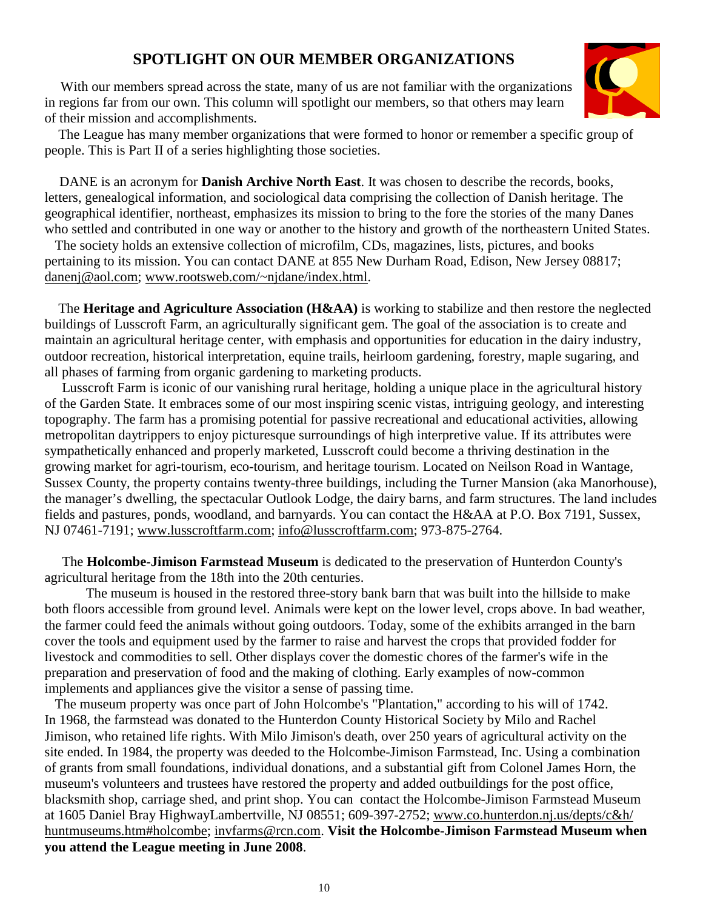## SPOTLIGHT ON OUR MEMBER ORGANIZATIONS

With our members spread across the state, many of us are not familiar with the organizations in regions far from our own. This column will spotlight our members, so that others may learn of their mission and accomplishments.

The League has many member organizations that were formed to honor or remember a specific group of people. This is Part II of a series highlighting those societies.

DANE is an acronym for **Danish Archive North East**. It was chosen to describe the records, books, letters, genealogical information, and sociological data comprising the collection of Danish heritage. The geographical identifier, northeast, emphasizes its mission to bring to the fore the stories of the many Danes who settled and contributed in one way or another to the history and growth of the northeastern United States.

The society holds an extensive collection of microfilm, CDs, magazines, lists, pictures, and books pertaining to its mission. You can contact DANE at 855 New Durham Road, Edison, New Jersey 08817; danenj@aol.com; www.rootsweb.com/~njdane/index.html.

The **Heritage and Agriculture Association (H&AA)** is working to stabilize and then restore the neglected buildings of Lusscroft Farm, an agriculturally significant gem. The goal of the association is to create and maintain an agricultural heritage center, with emphasis and opportunities for education in the dairy industry, outdoor recreation, historical interpretation, equine trails, heirloom gardening, forestry, maple sugaring, and all phases of farming from organic gardening to marketing products.

Lusscroft Farm is iconic of our vanishing rural heritage, holding a unique place in the agricultural history of the Garden State. It embraces some of our most inspiring scenic vistas, intriguing geology, and interesting topography. The farm has a promising potential for passive recreational and educational activities, allowing metropolitan daytrippers to enjoy picturesque surroundings of high interpretive value. If its attributes were sympathetically enhanced and properly marketed, Lusscroft could become a thriving destination in the growing market for agri-tourism, eco-tourism, and heritage tourism. Located on Neilson Road in Wantage, Sussex County, the property contains twenty-three buildings, including the Turner Mansion (aka Manorhouse), the manager's dwelling, the spectacular Outlook Lodge, the dairy barns, and farm structures. The land includes fields and pastures, ponds, woodland, and barnyards. You can contact the H&AA at P.O. Box 7191, Sussex, NJ 07461-7191; www.lusscroftfarm.com; info@lusscroftfarm.com; 973-875-2764.

The **Holcombe-Jimison Farmstead Museum** is dedicated to the preservation of Hunterdon County's agricultural heritage from the 18th into the 20th centuries.

The museum is housed in the restored three-story bank barn that was built into the hillside to make both floors accessible from ground level. Animals were kept on the lower level, crops above. In bad weather, the farmer could feed the animals without going outdoors. Today, some of the exhibits arranged in the barn cover the tools and equipment used by the farmer to raise and harvest the crops that provided fodder for livestock and commodities to sell. Other displays cover the domestic chores of the farmer's wife in the preparation and preservation of food and the making of clothing. Early examples of now-common implements and appliances give the visitor a sense of passing time.

The museum property was once part of John Holcombe's "Plantation," according to his will of 1742. In 1968, the farmstead was donated to the Hunterdon County Historical Society by Milo and Rachel Jimison, who retained life rights. With Milo Jimison's death, over 250 years of agricultural activity on the site ended. In 1984, the property was deeded to the Holcombe-Jimison Farmstead, Inc. Using a combination of grants from small foundations, individual donations, and a substantial gift from Colonel James Horn, the museum's volunteers and trustees have restored the property and added outbuildings for the post office, blacksmith shop, carriage shed, and print shop. You can contact the Holcombe-Jimison Farmstead Museum at 1605 Daniel Bray HighwayLambertville, NJ 08551; 609-397-2752; www.co.hunterdon.nj.us/depts/c&h/huntmuseums.htm#holcombe; invfarms@rcn.com. **Visit the Holcombe-Jimison Farmstead Museum when you attend the League meeting in June 2008**.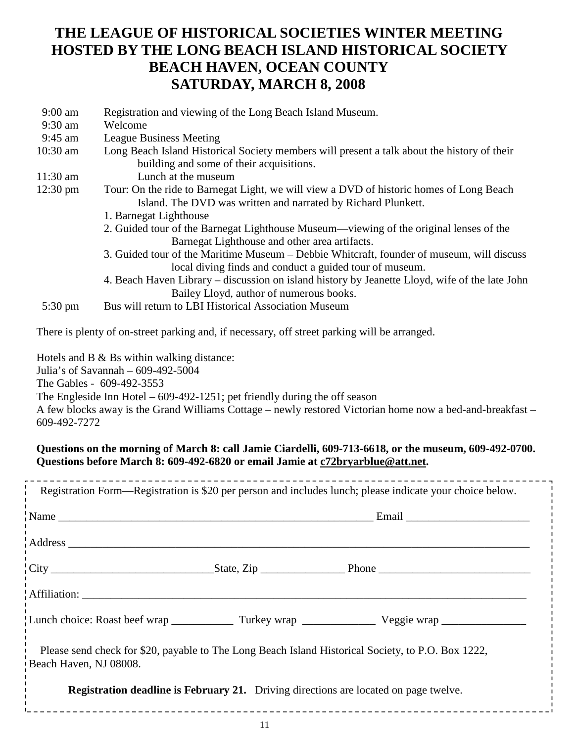# THE LEAGUE OF HISTORICAL SOCIETIES WINTER MEETING
# HOSTED BY THE LONG BEACH ISLAND HISTORICAL SOCIETY
# BEACH HAVEN, OCEAN COUNTY
# SATURDAY, MARCH 8, 2008

| | |
|---|---|
| 9:00 am | Registration and viewing of the Long Beach Island Museum. |
| 9:30 am | Welcome |
| 9:45 am | League Business Meeting |
| 10:30 am | Long Beach Island Historical Society members will present a talk about the history of their building and some of their acquisitions. |
| 11:30 am | Lunch at the museum |
| 12:30 pm | Tour: On the ride to Barnegat Light, we will view a DVD of historic homes of Long Beach Island. The DVD was written and narrated by Richard Plunkett. |
| | 1. Barnegat Lighthouse |
| | 2. Guided tour of the Barnegat Lighthouse Museum—viewing of the original lenses of the Barnegat Lighthouse and other area artifacts. |
| | 3. Guided tour of the Maritime Museum – Debbie Whitcraft, founder of museum, will discuss local diving finds and conduct a guided tour of museum. |
| | 4. Beach Haven Library – discussion on island history by Jeanette Lloyd, wife of the late John Bailey Lloyd, author of numerous books. |
| 5:30 pm | Bus will return to LBI Historical Association Museum |

There is plenty of on-street parking and, if necessary, off street parking will be arranged.

Hotels and B & Bs within walking distance:
Julia's of Savannah – 609-492-5004
The Gables - 609-492-3553
The Engleside Inn Hotel – 609-492-1251; pet friendly during the off season
A few blocks away is the Grand Williams Cottage – newly restored Victorian home now a bed-and-breakfast – 609-492-7272

**Questions on the morning of March 8: call Jamie Ciardelli, 609-713-6618, or the museum, 609-492-0700.**
**Questions before March 8: 609-492-6820 or email Jamie at c72bryarblue@att.net.**

---

Registration Form—Registration is $20 per person and includes lunch; please indicate your choice below.

Name ____________________________________________________________ Email ______________________

Address _____________________________________________________________________________________

City _____________________________ State, Zip _______________ Phone ___________________________

Affiliation: __________________________________________________________________________________

Lunch choice: Roast beef wrap ___________ Turkey wrap _____________ Veggie wrap _______________

Please send check for $20, payable to The Long Beach Island Historical Society, to P.O. Box 1222, Beach Haven, NJ 08008.

**Registration deadline is February 21.** Driving directions are located on page twelve.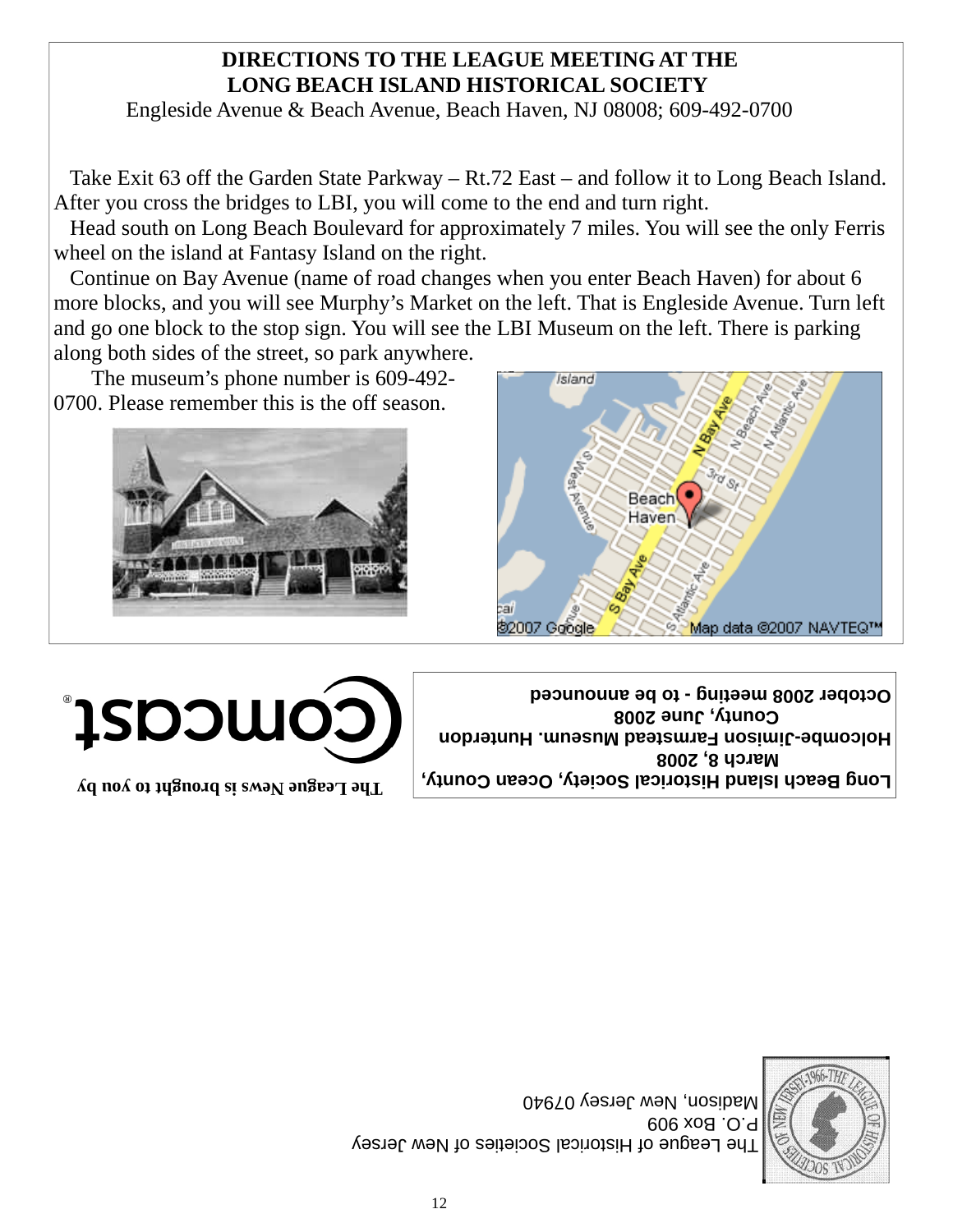## DIRECTIONS TO THE LEAGUE MEETING AT THE LONG BEACH ISLAND HISTORICAL SOCIETY

Engleside Avenue & Beach Avenue, Beach Haven, NJ 08008; 609-492-0700

Take Exit 63 off the Garden State Parkway – Rt.72 East – and follow it to Long Beach Island. After you cross the bridges to LBI, you will come to the end and turn right.

Head south on Long Beach Boulevard for approximately 7 miles. You will see the only Ferris wheel on the island at Fantasy Island on the right.

Continue on Bay Avenue (name of road changes when you enter Beach Haven) for about 6 more blocks, and you will see Murphy's Market on the left. That is Engleside Avenue. Turn left and go one block to the stop sign. You will see the LBI Museum on the left. There is parking along both sides of the street, so park anywhere.

The museum's phone number is 609-492-0700. Please remember this is the off season.

Island

N Bay Ave

N Beach Ave

N Atlantic Ave

3rd St

S West Avenue

Beach Haven

S Bay Ave

S Atlantic Ave

©2007 Google

Map data ©2007 NAVTEQ™

**Long Beach Island Historical Society, Ocean County, March 8, 2008**
**Holcombe-Jimison Farmstead Museum. Hunterdon County, June 2008**
**October 2008 meeting - to be announced**

**The League News is brought to you by**

Comcast®

The League of Historical Societies of New Jersey
P.O. Box 909
Madison, New Jersey 07940